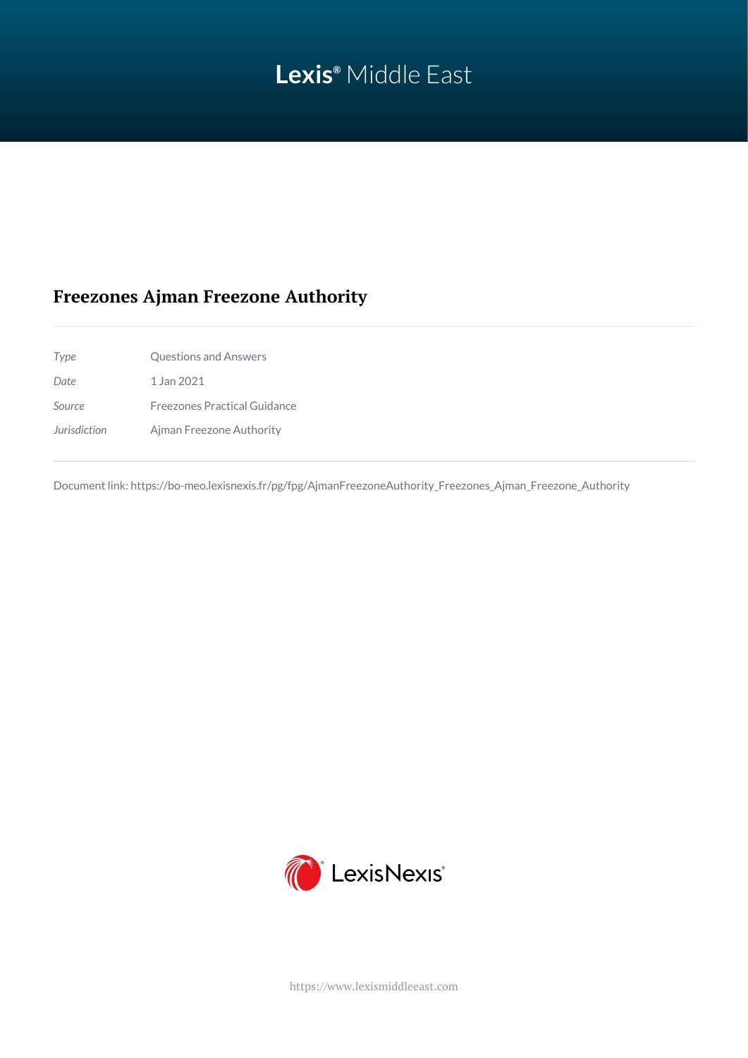Lexis® Middle East

# Freezones Ajman Freezone Authority

| | |
|---|---|
| *Type* | Questions and Answers |
| *Date* | 1 Jan 2021 |
| *Source* | Freezones Practical Guidance |
| *Jurisdiction* | Ajman Freezone Authority |

Document link: https://bo-meo.lexisnexis.fr/pg/fpg/AjmanFreezoneAuthority_Freezones_Ajman_Freezone_Authority

LexisNexis®

https://www.lexismiddleeast.com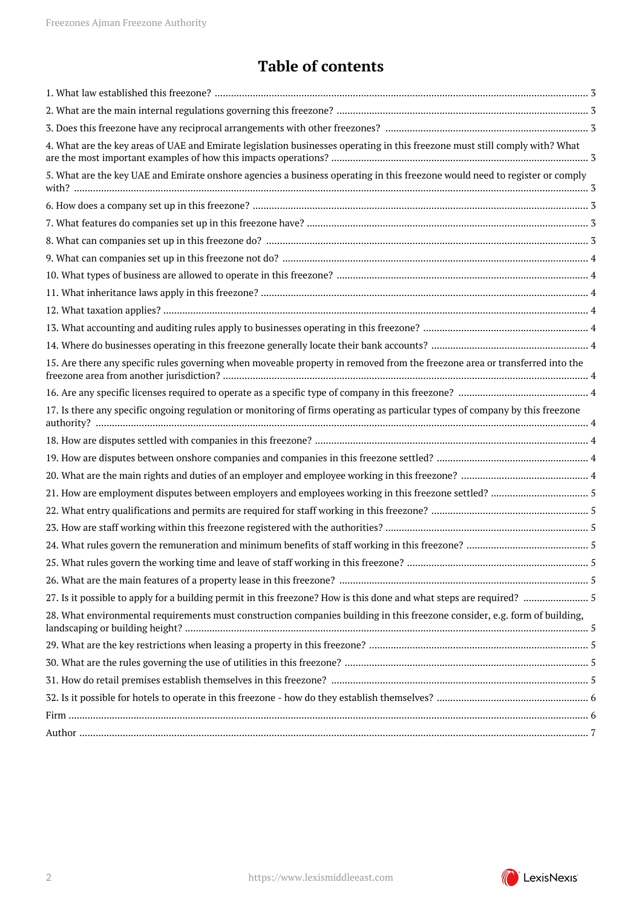# Table of contents

1. What law established this freezone? ........ 3
2. What are the main internal regulations governing this freezone? ........ 3
3. Does this freezone have any reciprocal arrangements with other freezones? ........ 3
4. What are the key areas of UAE and Emirate legislation businesses operating in this freezone must still comply with? What are the most important examples of how this impacts operations? ........ 3
5. What are the key UAE and Emirate onshore agencies a business operating in this freezone would need to register or comply with? ........ 3
6. How does a company set up in this freezone? ........ 3
7. What features do companies set up in this freezone have? ........ 3
8. What can companies set up in this freezone do? ........ 3
9. What can companies set up in this freezone not do? ........ 4
10. What types of business are allowed to operate in this freezone? ........ 4
11. What inheritance laws apply in this freezone? ........ 4
12. What taxation applies? ........ 4
13. What accounting and auditing rules apply to businesses operating in this freezone? ........ 4
14. Where do businesses operating in this freezone generally locate their bank accounts? ........ 4
15. Are there any specific rules governing when moveable property in removed from the freezone area or transferred into the freezone area from another jurisdiction? ........ 4
16. Are any specific licenses required to operate as a specific type of company in this freezone? ........ 4
17. Is there any specific ongoing regulation or monitoring of firms operating as particular types of company by this freezone authority? ........ 4
18. How are disputes settled with companies in this freezone? ........ 4
19. How are disputes between onshore companies and companies in this freezone settled? ........ 4
20. What are the main rights and duties of an employer and employee working in this freezone? ........ 4
21. How are employment disputes between employers and employees working in this freezone settled? ........ 5
22. What entry qualifications and permits are required for staff working in this freezone? ........ 5
23. How are staff working within this freezone registered with the authorities? ........ 5
24. What rules govern the remuneration and minimum benefits of staff working in this freezone? ........ 5
25. What rules govern the working time and leave of staff working in this freezone? ........ 5
26. What are the main features of a property lease in this freezone? ........ 5
27. Is it possible to apply for a building permit in this freezone? How is this done and what steps are required? ........ 5
28. What environmental requirements must construction companies building in this freezone consider, e.g. form of building, landscaping or building height? ........ 5
29. What are the key restrictions when leasing a property in this freezone? ........ 5
30. What are the rules governing the use of utilities in this freezone? ........ 5
31. How do retail premises establish themselves in this freezone? ........ 5
32. Is it possible for hotels to operate in this freezone - how do they establish themselves? ........ 6

Firm ........ 6

Author ........ 7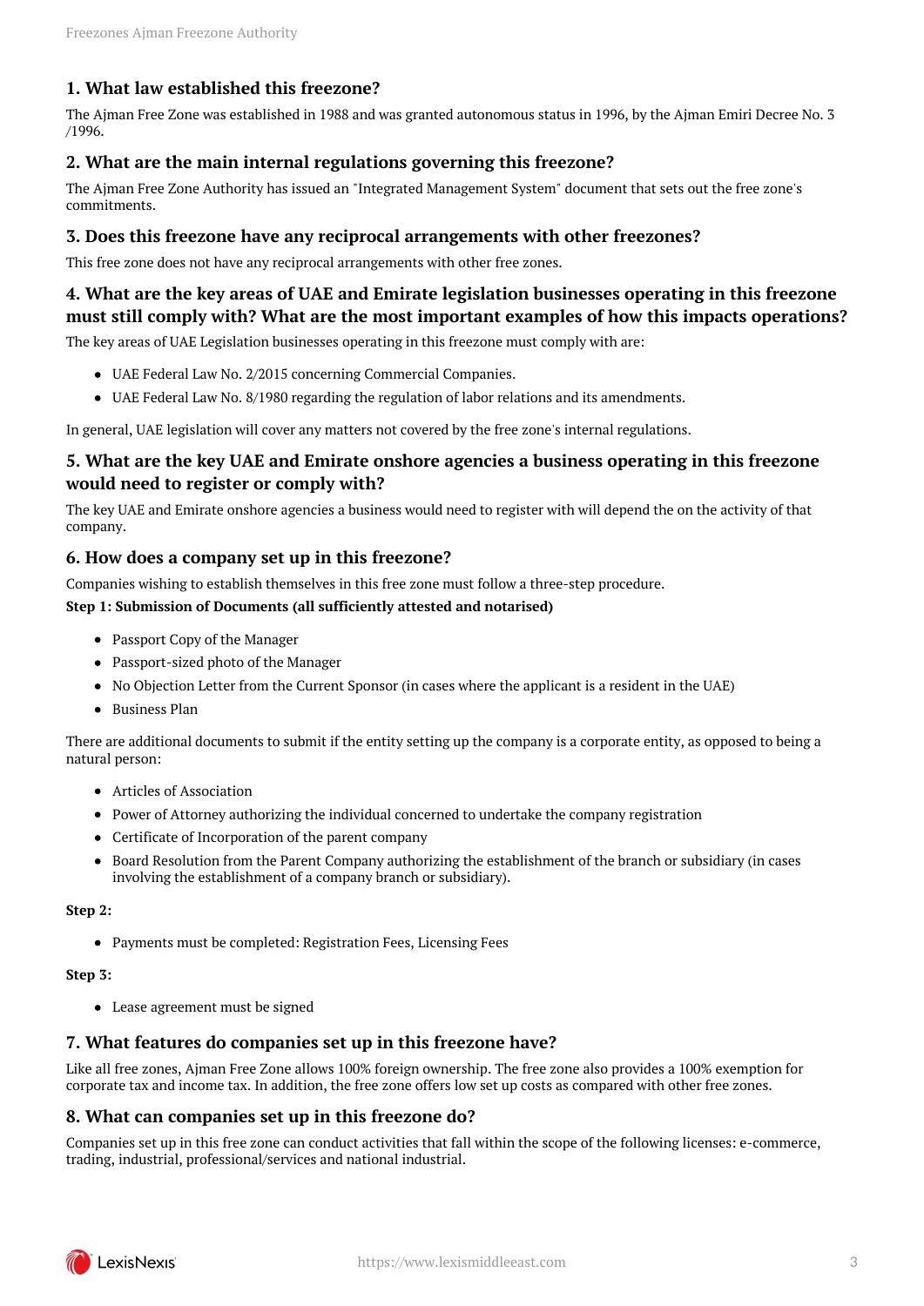## 1. What law established this freezone?

The Ajman Free Zone was established in 1988 and was granted autonomous status in 1996, by the Ajman Emiri Decree No. 3 /1996.

## 2. What are the main internal regulations governing this freezone?

The Ajman Free Zone Authority has issued an "Integrated Management System" document that sets out the free zone's commitments.

## 3. Does this freezone have any reciprocal arrangements with other freezones?

This free zone does not have any reciprocal arrangements with other free zones.

## 4. What are the key areas of UAE and Emirate legislation businesses operating in this freezone must still comply with? What are the most important examples of how this impacts operations?

The key areas of UAE Legislation businesses operating in this freezone must comply with are:

- UAE Federal Law No. 2/2015 concerning Commercial Companies.
- UAE Federal Law No. 8/1980 regarding the regulation of labor relations and its amendments.

In general, UAE legislation will cover any matters not covered by the free zone's internal regulations.

## 5. What are the key UAE and Emirate onshore agencies a business operating in this freezone would need to register or comply with?

The key UAE and Emirate onshore agencies a business would need to register with will depend the on the activity of that company.

## 6. How does a company set up in this freezone?

Companies wishing to establish themselves in this free zone must follow a three-step procedure.

**Step 1: Submission of Documents (all sufficiently attested and notarised)**

- Passport Copy of the Manager
- Passport-sized photo of the Manager
- No Objection Letter from the Current Sponsor (in cases where the applicant is a resident in the UAE)
- Business Plan

There are additional documents to submit if the entity setting up the company is a corporate entity, as opposed to being a natural person:

- Articles of Association
- Power of Attorney authorizing the individual concerned to undertake the company registration
- Certificate of Incorporation of the parent company
- Board Resolution from the Parent Company authorizing the establishment of the branch or subsidiary (in cases involving the establishment of a company branch or subsidiary).

**Step 2:**

- Payments must be completed: Registration Fees, Licensing Fees

**Step 3:**

- Lease agreement must be signed

## 7. What features do companies set up in this freezone have?

Like all free zones, Ajman Free Zone allows 100% foreign ownership. The free zone also provides a 100% exemption for corporate tax and income tax. In addition, the free zone offers low set up costs as compared with other free zones.

## 8. What can companies set up in this freezone do?

Companies set up in this free zone can conduct activities that fall within the scope of the following licenses: e-commerce, trading, industrial, professional/services and national industrial.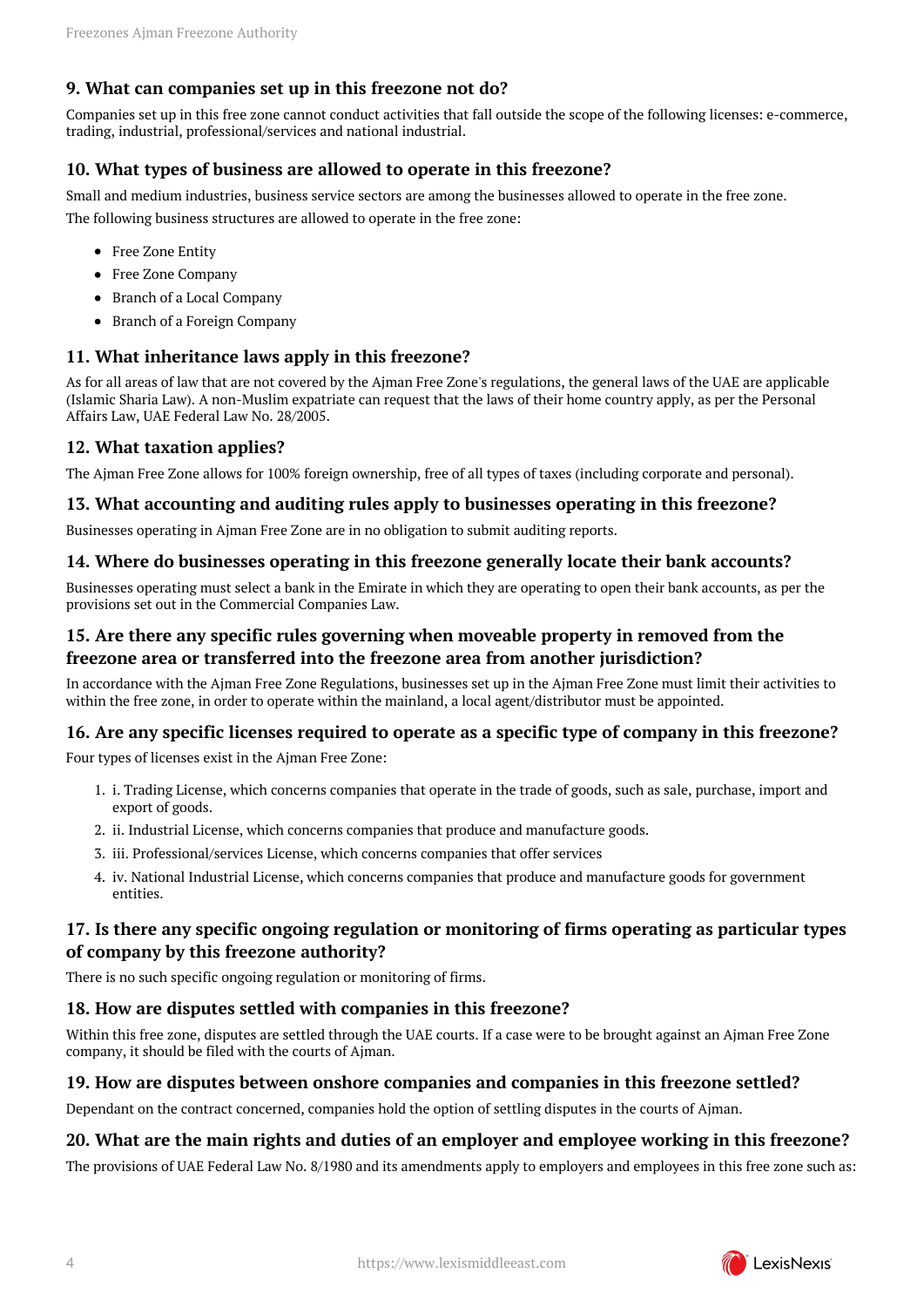### 9. What can companies set up in this freezone not do?

Companies set up in this free zone cannot conduct activities that fall outside the scope of the following licenses: e-commerce, trading, industrial, professional/services and national industrial.

### 10. What types of business are allowed to operate in this freezone?

Small and medium industries, business service sectors are among the businesses allowed to operate in the free zone.

The following business structures are allowed to operate in the free zone:

- Free Zone Entity
- Free Zone Company
- Branch of a Local Company
- Branch of a Foreign Company

### 11. What inheritance laws apply in this freezone?

As for all areas of law that are not covered by the Ajman Free Zone's regulations, the general laws of the UAE are applicable (Islamic Sharia Law). A non-Muslim expatriate can request that the laws of their home country apply, as per the Personal Affairs Law, UAE Federal Law No. 28/2005.

### 12. What taxation applies?

The Ajman Free Zone allows for 100% foreign ownership, free of all types of taxes (including corporate and personal).

### 13. What accounting and auditing rules apply to businesses operating in this freezone?

Businesses operating in Ajman Free Zone are in no obligation to submit auditing reports.

### 14. Where do businesses operating in this freezone generally locate their bank accounts?

Businesses operating must select a bank in the Emirate in which they are operating to open their bank accounts, as per the provisions set out in the Commercial Companies Law.

### 15. Are there any specific rules governing when moveable property in removed from the freezone area or transferred into the freezone area from another jurisdiction?

In accordance with the Ajman Free Zone Regulations, businesses set up in the Ajman Free Zone must limit their activities to within the free zone, in order to operate within the mainland, a local agent/distributor must be appointed.

### 16. Are any specific licenses required to operate as a specific type of company in this freezone?

Four types of licenses exist in the Ajman Free Zone:

1. i. Trading License, which concerns companies that operate in the trade of goods, such as sale, purchase, import and export of goods.
2. ii. Industrial License, which concerns companies that produce and manufacture goods.
3. iii. Professional/services License, which concerns companies that offer services
4. iv. National Industrial License, which concerns companies that produce and manufacture goods for government entities.

### 17. Is there any specific ongoing regulation or monitoring of firms operating as particular types of company by this freezone authority?

There is no such specific ongoing regulation or monitoring of firms.

### 18. How are disputes settled with companies in this freezone?

Within this free zone, disputes are settled through the UAE courts. If a case were to be brought against an Ajman Free Zone company, it should be filed with the courts of Ajman.

### 19. How are disputes between onshore companies and companies in this freezone settled?

Dependant on the contract concerned, companies hold the option of settling disputes in the courts of Ajman.

### 20. What are the main rights and duties of an employer and employee working in this freezone?

The provisions of UAE Federal Law No. 8/1980 and its amendments apply to employers and employees in this free zone such as: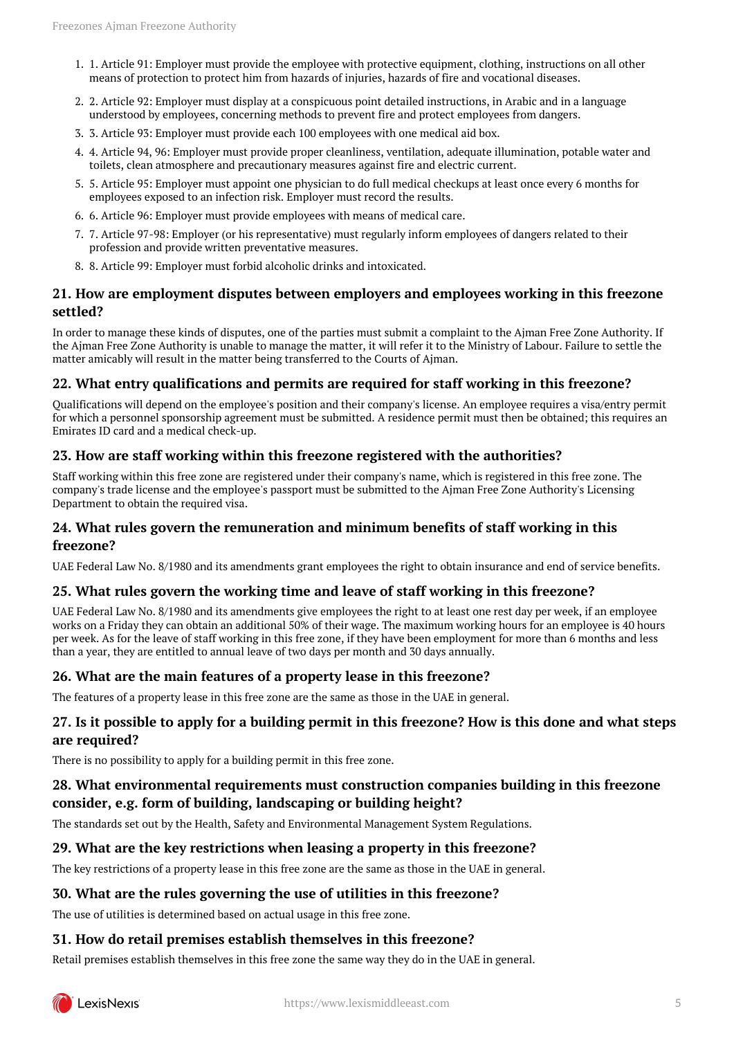1. 1. Article 91: Employer must provide the employee with protective equipment, clothing, instructions on all other means of protection to protect him from hazards of injuries, hazards of fire and vocational diseases.
2. 2. Article 92: Employer must display at a conspicuous point detailed instructions, in Arabic and in a language understood by employees, concerning methods to prevent fire and protect employees from dangers.
3. 3. Article 93: Employer must provide each 100 employees with one medical aid box.
4. 4. Article 94, 96: Employer must provide proper cleanliness, ventilation, adequate illumination, potable water and toilets, clean atmosphere and precautionary measures against fire and electric current.
5. 5. Article 95: Employer must appoint one physician to do full medical checkups at least once every 6 months for employees exposed to an infection risk. Employer must record the results.
6. 6. Article 96: Employer must provide employees with means of medical care.
7. 7. Article 97-98: Employer (or his representative) must regularly inform employees of dangers related to their profession and provide written preventative measures.
8. 8. Article 99: Employer must forbid alcoholic drinks and intoxicated.

### 21. How are employment disputes between employers and employees working in this freezone settled?

In order to manage these kinds of disputes, one of the parties must submit a complaint to the Ajman Free Zone Authority. If the Ajman Free Zone Authority is unable to manage the matter, it will refer it to the Ministry of Labour. Failure to settle the matter amicably will result in the matter being transferred to the Courts of Ajman.

### 22. What entry qualifications and permits are required for staff working in this freezone?

Qualifications will depend on the employee's position and their company's license. An employee requires a visa/entry permit for which a personnel sponsorship agreement must be submitted. A residence permit must then be obtained; this requires an Emirates ID card and a medical check-up.

### 23. How are staff working within this freezone registered with the authorities?

Staff working within this free zone are registered under their company's name, which is registered in this free zone. The company's trade license and the employee's passport must be submitted to the Ajman Free Zone Authority's Licensing Department to obtain the required visa.

### 24. What rules govern the remuneration and minimum benefits of staff working in this freezone?

UAE Federal Law No. 8/1980 and its amendments grant employees the right to obtain insurance and end of service benefits.

### 25. What rules govern the working time and leave of staff working in this freezone?

UAE Federal Law No. 8/1980 and its amendments give employees the right to at least one rest day per week, if an employee works on a Friday they can obtain an additional 50% of their wage. The maximum working hours for an employee is 40 hours per week. As for the leave of staff working in this free zone, if they have been employment for more than 6 months and less than a year, they are entitled to annual leave of two days per month and 30 days annually.

### 26. What are the main features of a property lease in this freezone?

The features of a property lease in this free zone are the same as those in the UAE in general.

### 27. Is it possible to apply for a building permit in this freezone? How is this done and what steps are required?

There is no possibility to apply for a building permit in this free zone.

### 28. What environmental requirements must construction companies building in this freezone consider, e.g. form of building, landscaping or building height?

The standards set out by the Health, Safety and Environmental Management System Regulations.

### 29. What are the key restrictions when leasing a property in this freezone?

The key restrictions of a property lease in this free zone are the same as those in the UAE in general.

### 30. What are the rules governing the use of utilities in this freezone?

The use of utilities is determined based on actual usage in this free zone.

### 31. How do retail premises establish themselves in this freezone?

Retail premises establish themselves in this free zone the same way they do in the UAE in general.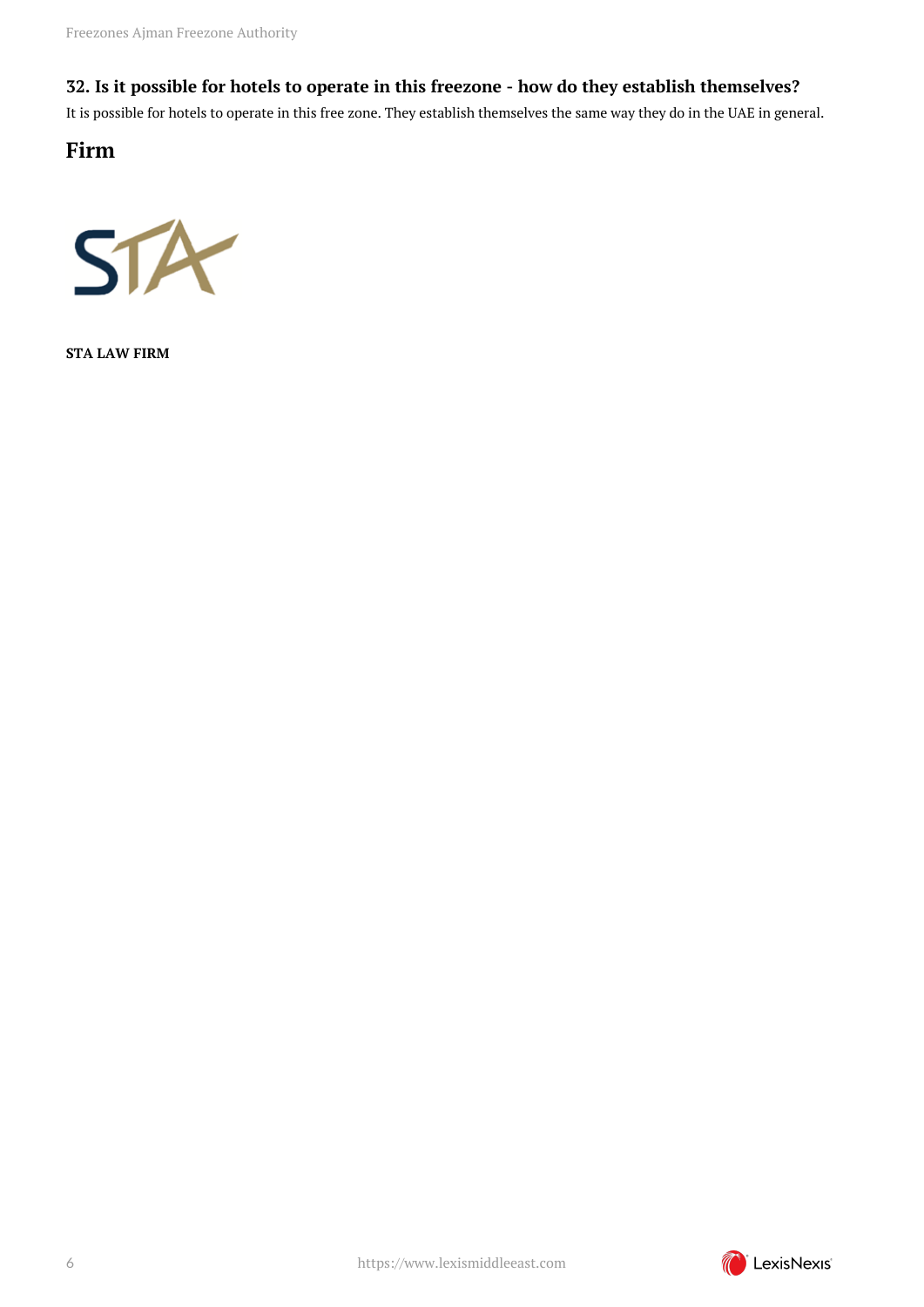### 32. Is it possible for hotels to operate in this freezone - how do they establish themselves?

It is possible for hotels to operate in this free zone. They establish themselves the same way they do in the UAE in general.

## Firm

**STA LAW FIRM**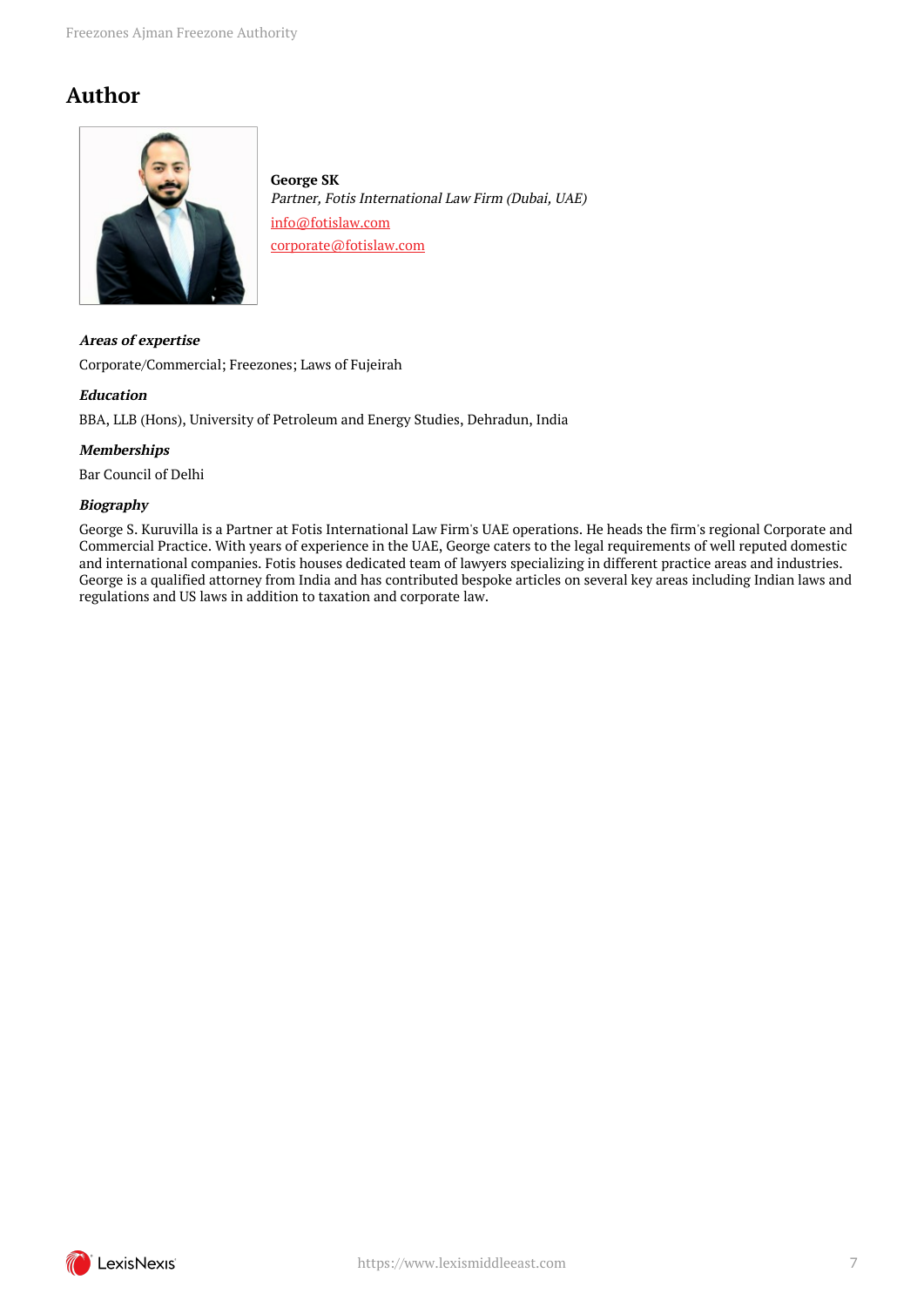# Author

**George SK**
*Partner, Fotis International Law Firm (Dubai, UAE)*
info@fotislaw.com
corporate@fotislaw.com

***Areas of expertise***

Corporate/Commercial; Freezones; Laws of Fujeirah

***Education***

BBA, LLB (Hons), University of Petroleum and Energy Studies, Dehradun, India

***Memberships***

Bar Council of Delhi

***Biography***

George S. Kuruvilla is a Partner at Fotis International Law Firm's UAE operations. He heads the firm's regional Corporate and Commercial Practice. With years of experience in the UAE, George caters to the legal requirements of well reputed domestic and international companies. Fotis houses dedicated team of lawyers specializing in different practice areas and industries. George is a qualified attorney from India and has contributed bespoke articles on several key areas including Indian laws and regulations and US laws in addition to taxation and corporate law.